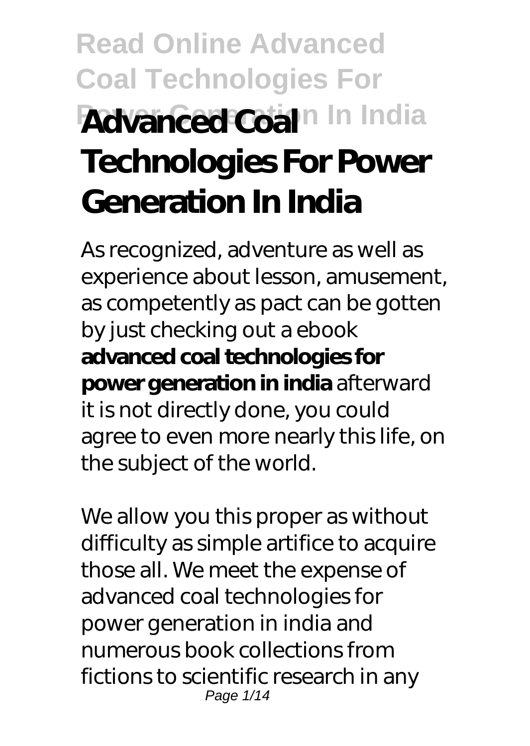# Read Online Advanced Coal Technologies For Power Generation In India

# Advanced Coal Technologies For Power Generation In India

As recognized, adventure as well as experience about lesson, amusement, as competently as pact can be gotten by just checking out a ebook **advanced coal technologies for power generation in india** afterward it is not directly done, you could agree to even more nearly this life, on the subject of the world.

We allow you this proper as without difficulty as simple artifice to acquire those all. We meet the expense of advanced coal technologies for power generation in india and numerous book collections from fictions to scientific research in any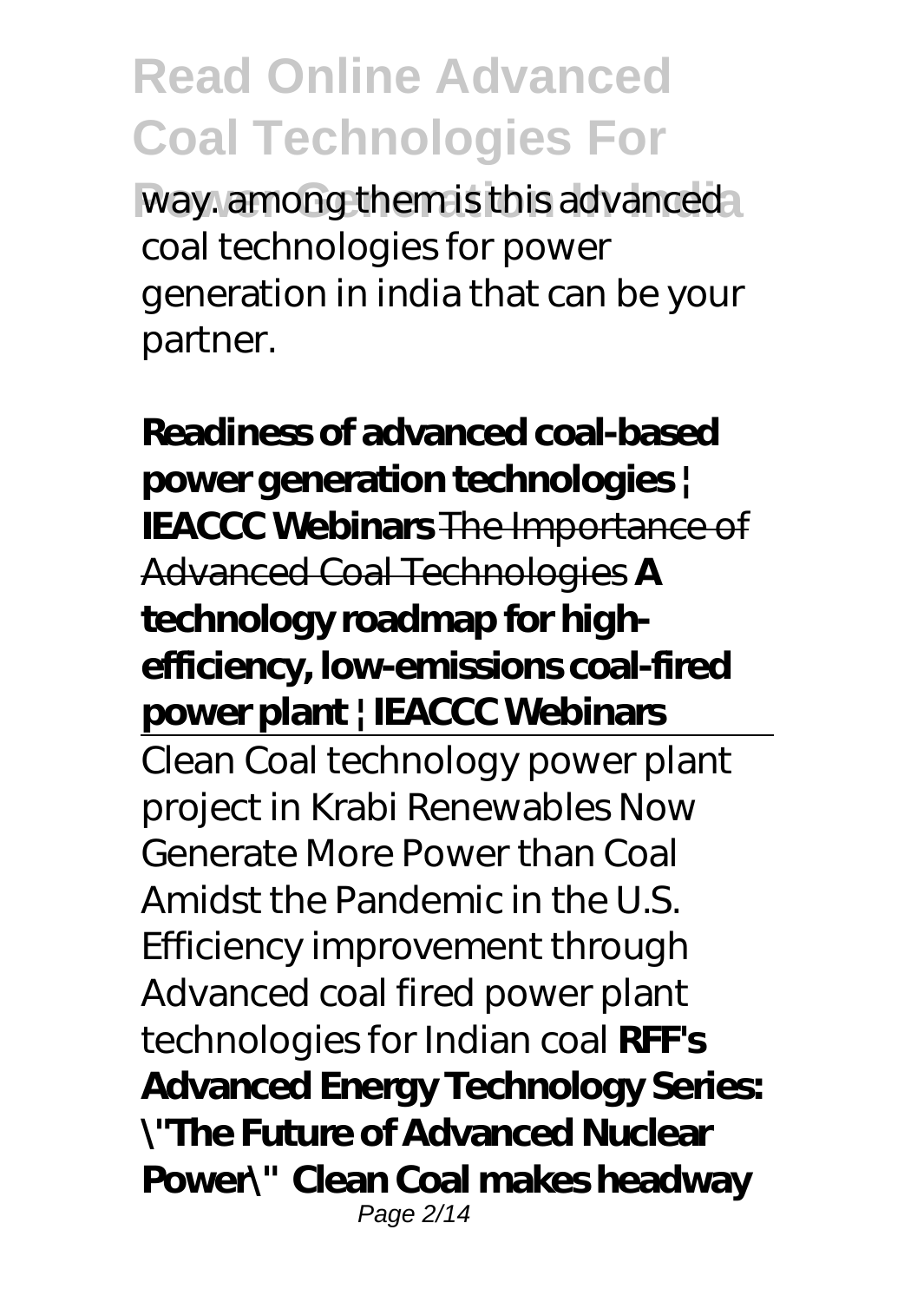way. among them is this advanced coal technologies for power generation in india that can be your partner.

**Readiness of advanced coal-based power generation technologies | IEACCC Webinars** The Importance of Advanced Coal Technologies **A technology roadmap for high-efficiency, low-emissions coal-fired power plant | IEACCC Webinars**

Clean Coal technology power plant project in Krabi Renewables Now Generate More Power than Coal Amidst the Pandemic in the U.S. Efficiency improvement through Advanced coal fired power plant technologies for Indian coal **RFF's Advanced Energy Technology Series: \"The Future of Advanced Nuclear Power\" Clean Coal makes headway**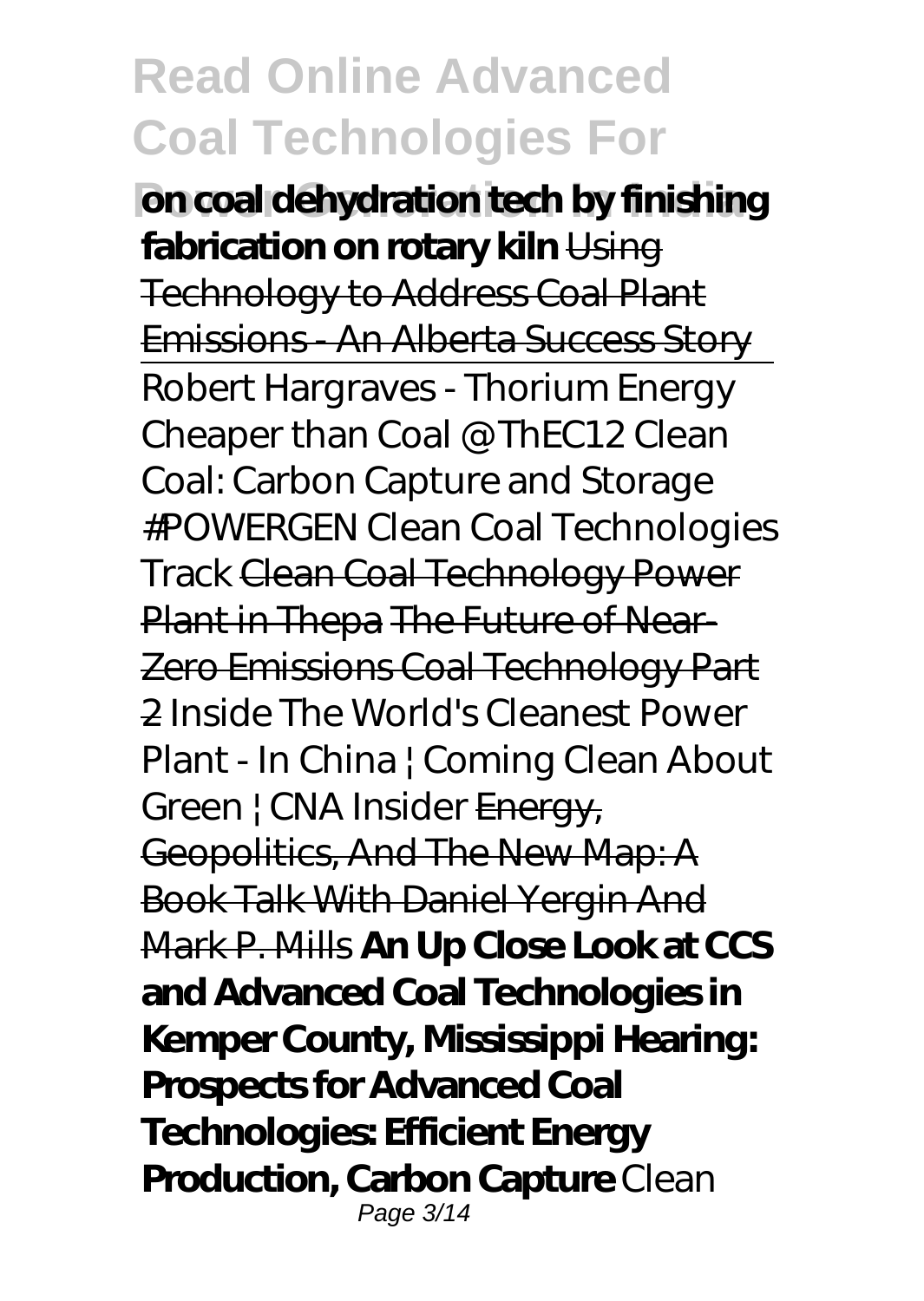**on coal dehydration tech by finishing fabrication on rotary kiln** Using Technology to Address Coal Plant Emissions - An Alberta Success Story

Robert Hargraves - Thorium Energy Cheaper than Coal @ ThEC12 *Clean Coal: Carbon Capture and Storage* *#POWERGEN Clean Coal Technologies Track* Clean Coal Technology Power Plant in Thepa The Future of Near-Zero Emissions Coal Technology Part 2 *Inside The World's Cleanest Power Plant - In China | Coming Clean About Green | CNA Insider* Energy, Geopolitics, And The New Map: A Book Talk With Daniel Yergin And Mark P. Mills **An Up Close Look at CCS and Advanced Coal Technologies in Kemper County, Mississippi Hearing: Prospects for Advanced Coal Technologies: Efficient Energy Production, Carbon Capture** *Clean*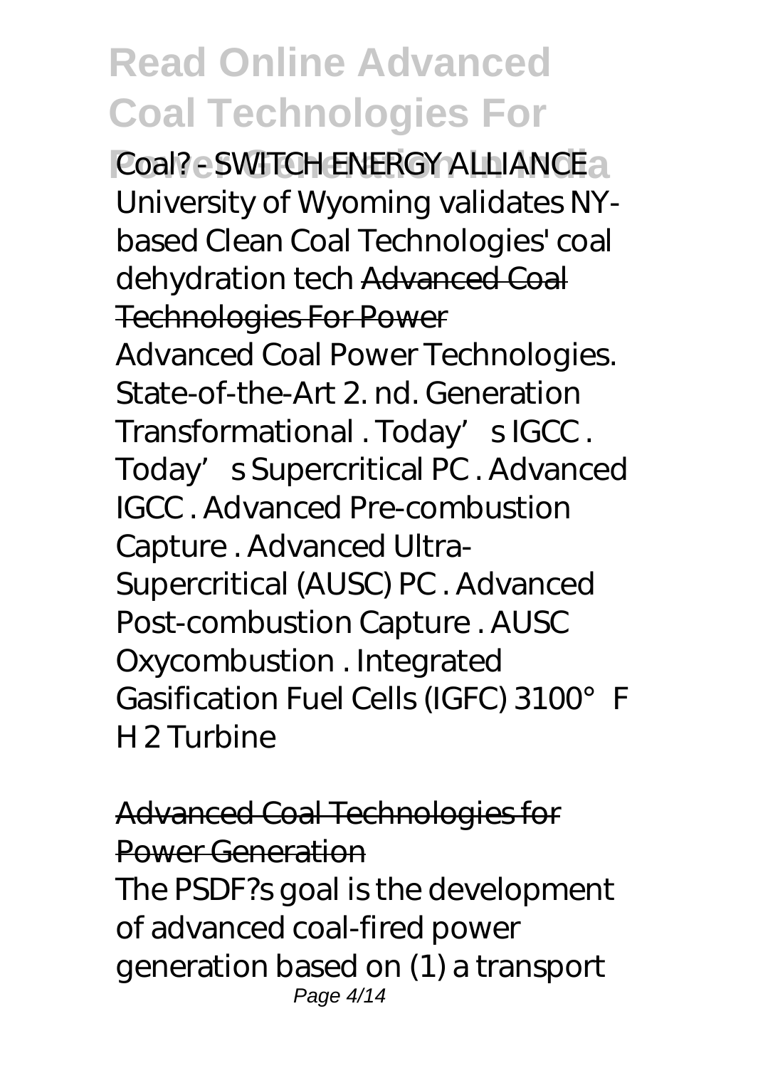Coal? - SWITCH ENERGY ALLIANCE University of Wyoming validates NY-based Clean Coal Technologies' coal dehydration tech Advanced Coal Technologies For Power

Advanced Coal Power Technologies. State-of-the-Art 2. nd. Generation Transformational . Today's IGCC . Today's Supercritical PC . Advanced IGCC . Advanced Pre-combustion Capture . Advanced Ultra-Supercritical (AUSC) PC . Advanced Post-combustion Capture . AUSC Oxycombustion . Integrated Gasification Fuel Cells (IGFC) 3100°F $H_2$ Turbine

## Advanced Coal Technologies for Power Generation

The PSDF?s goal is the development of advanced coal-fired power generation based on (1) a transport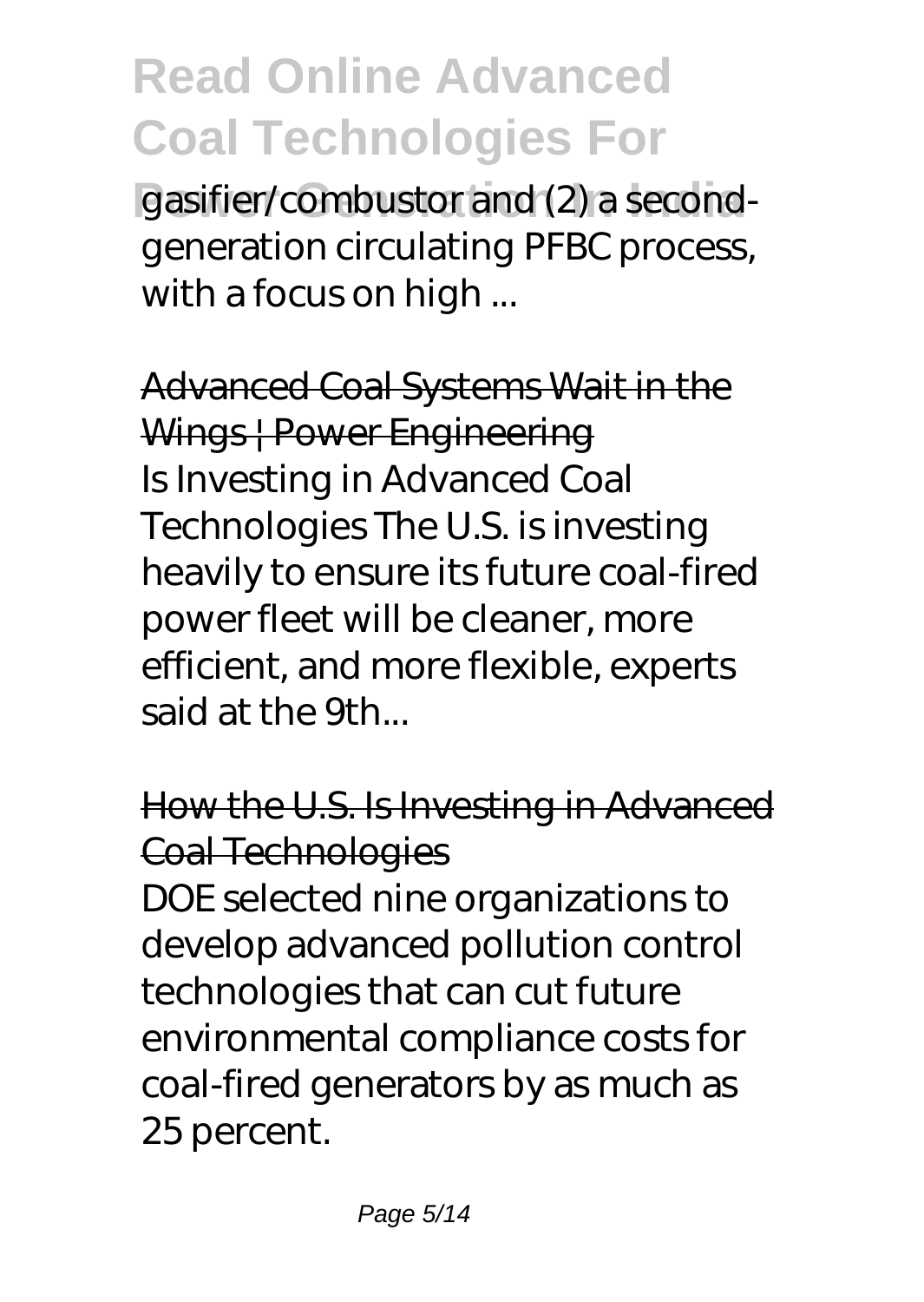gasifier/combustor and (2) a second-generation circulating PFBC process, with a focus on high ...

Advanced Coal Systems Wait in the Wings | Power Engineering

Is Investing in Advanced Coal Technologies The U.S. is investing heavily to ensure its future coal-fired power fleet will be cleaner, more efficient, and more flexible, experts said at the 9th...

How the U.S. Is Investing in Advanced Coal Technologies

DOE selected nine organizations to develop advanced pollution control technologies that can cut future environmental compliance costs for coal-fired generators by as much as 25 percent.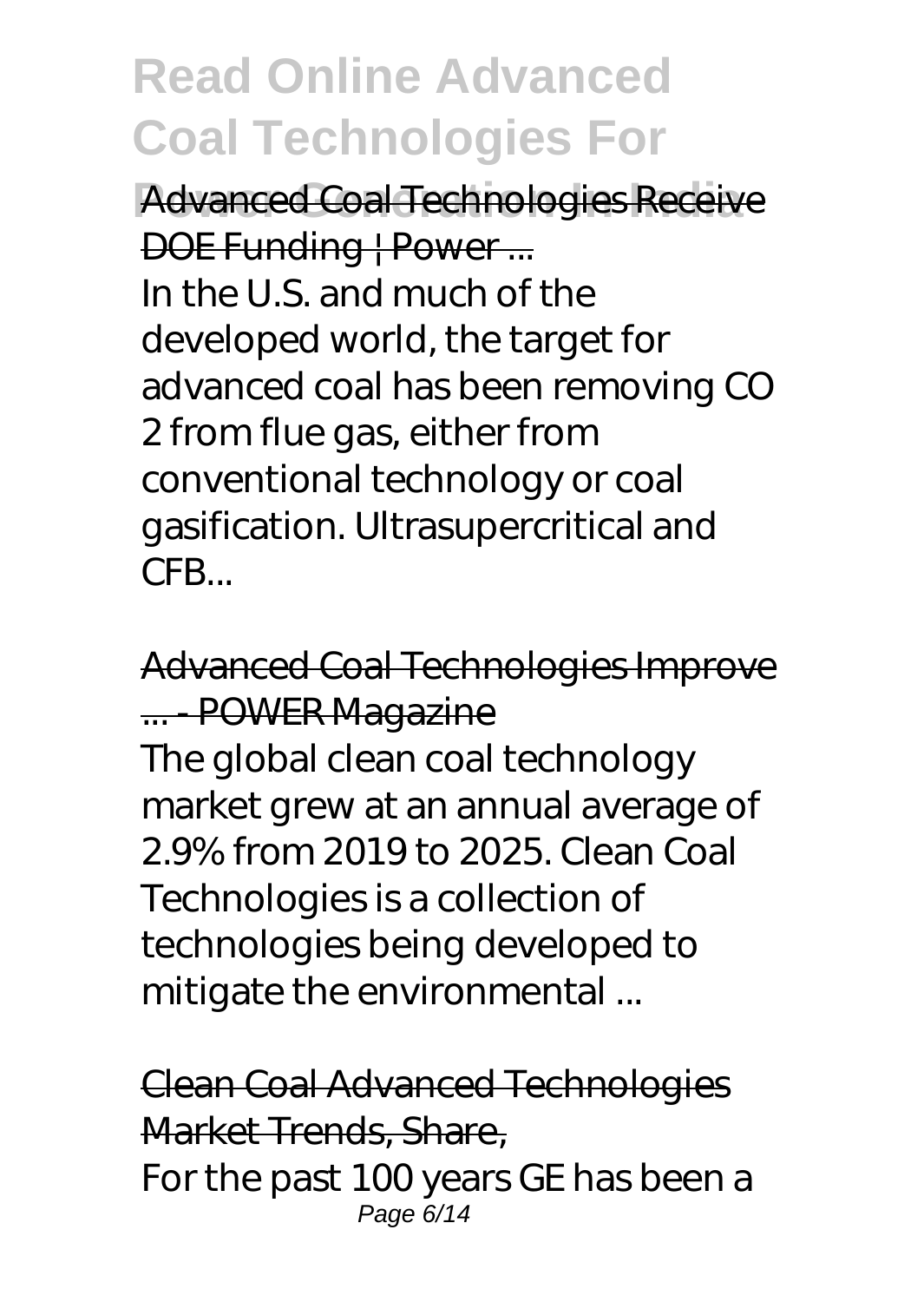Advanced Coal Technologies Receive DOE Funding | Power ...

In the U.S. and much of the developed world, the target for advanced coal has been removing $CO_2$ from flue gas, either from conventional technology or coal gasification. Ultrasupercritical and CFB...

Advanced Coal Technologies Improve ... - POWER Magazine

The global clean coal technology market grew at an annual average of 2.9% from 2019 to 2025. Clean Coal Technologies is a collection of technologies being developed to mitigate the environmental ...

Clean Coal Advanced Technologies Market Trends, Share,

For the past 100 years GE has been a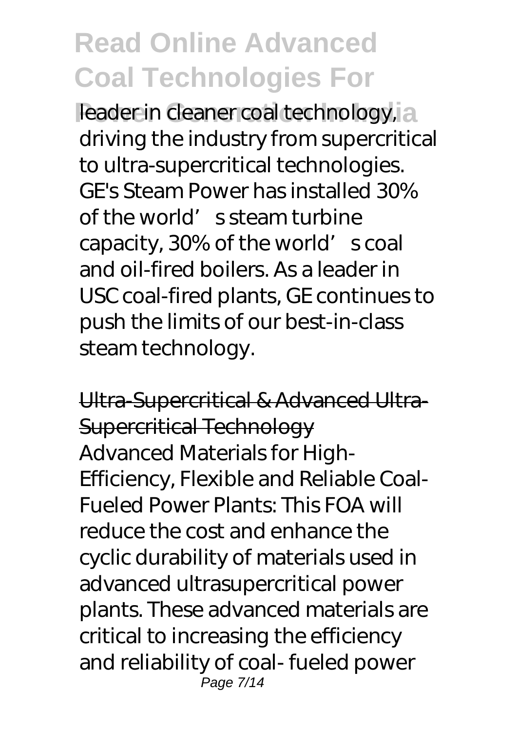leader in cleaner coal technology, driving the industry from supercritical to ultra-supercritical technologies. GE's Steam Power has installed 30% of the world's steam turbine capacity, 30% of the world's coal and oil-fired boilers. As a leader in USC coal-fired plants, GE continues to push the limits of our best-in-class steam technology.

## Ultra-Supercritical & Advanced Ultra-Supercritical Technology

Advanced Materials for High-Efficiency, Flexible and Reliable Coal-Fueled Power Plants: This FOA will reduce the cost and enhance the cyclic durability of materials used in advanced ultrasupercritical power plants. These advanced materials are critical to increasing the efficiency and reliability of coal- fueled power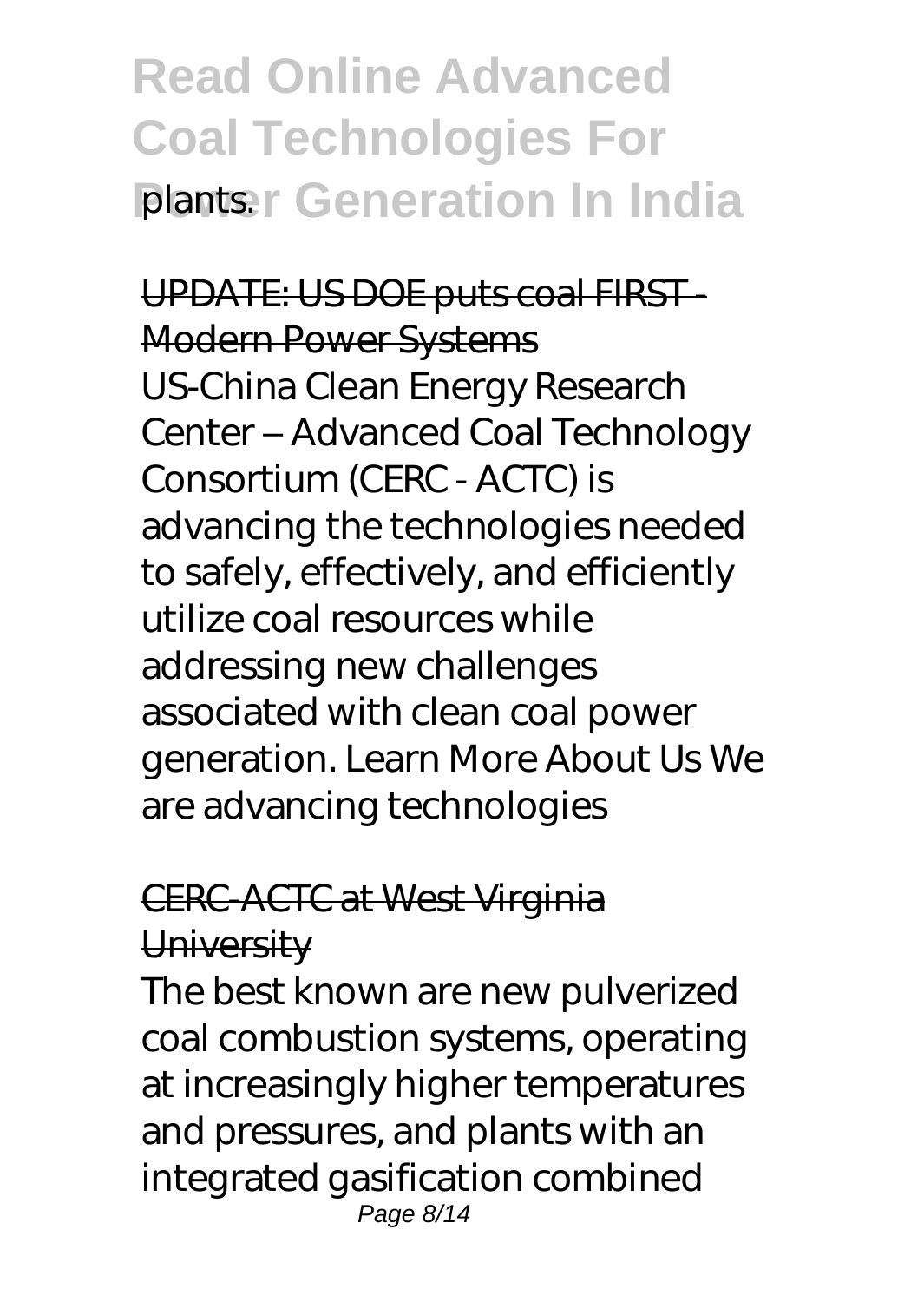plants.

UPDATE: US DOE puts coal FIRST - Modern Power Systems

US-China Clean Energy Research Center – Advanced Coal Technology Consortium (CERC - ACTC) is advancing the technologies needed to safely, effectively, and efficiently utilize coal resources while addressing new challenges associated with clean coal power generation. Learn More About Us We are advancing technologies

CERC-ACTC at West Virginia University

The best known are new pulverized coal combustion systems, operating at increasingly higher temperatures and pressures, and plants with an integrated gasification combined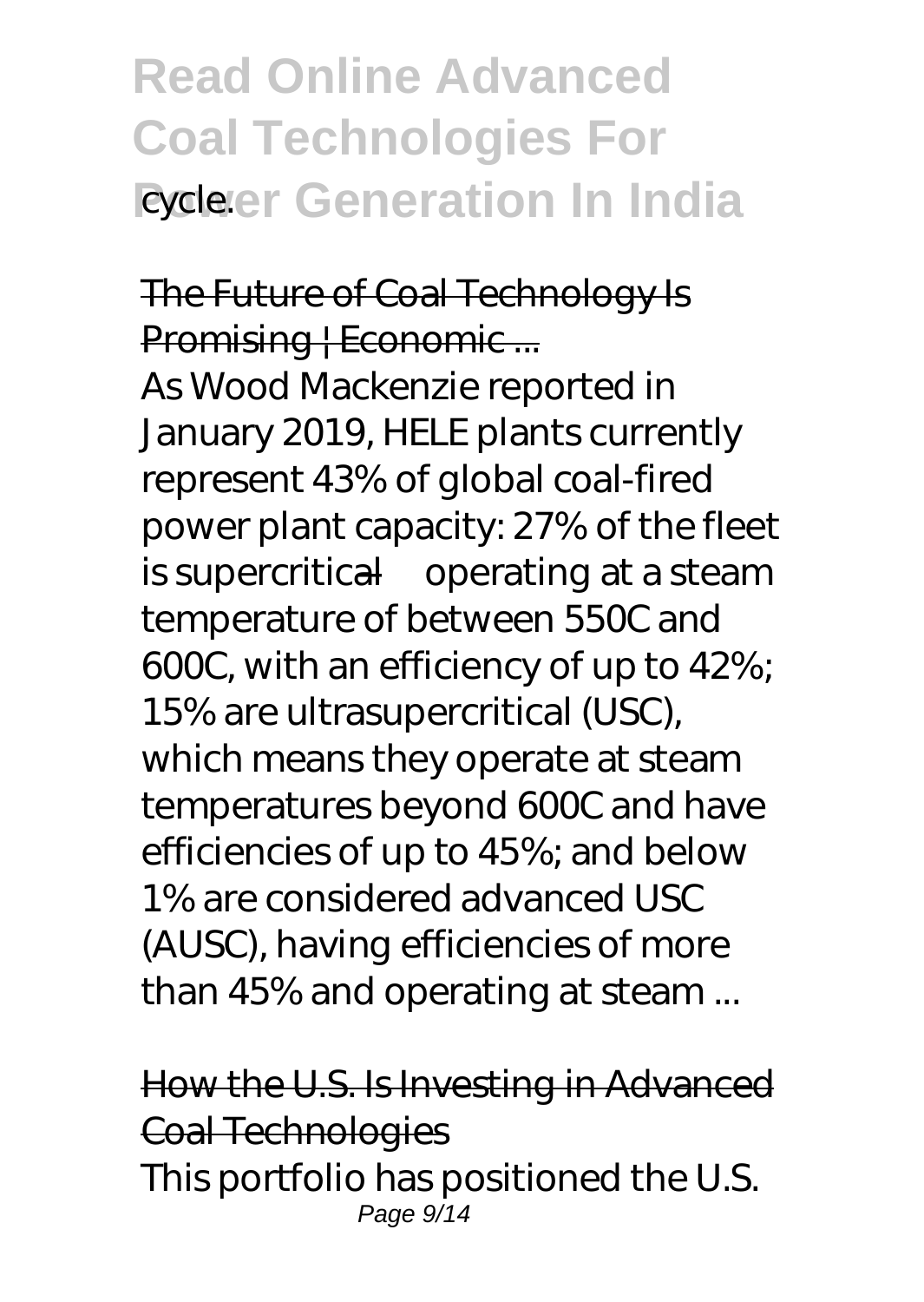cycle.

## The Future of Coal Technology Is Promising | Economic ...

As Wood Mackenzie reported in January 2019, HELE plants currently represent 43% of global coal-fired power plant capacity: 27% of the fleet is supercritical—operating at a steam temperature of between 550C and 600C, with an efficiency of up to 42%; 15% are ultrasupercritical (USC), which means they operate at steam temperatures beyond 600C and have efficiencies of up to 45%; and below 1% are considered advanced USC (AUSC), having efficiencies of more than 45% and operating at steam ...

## How the U.S. Is Investing in Advanced Coal Technologies

This portfolio has positioned the U.S.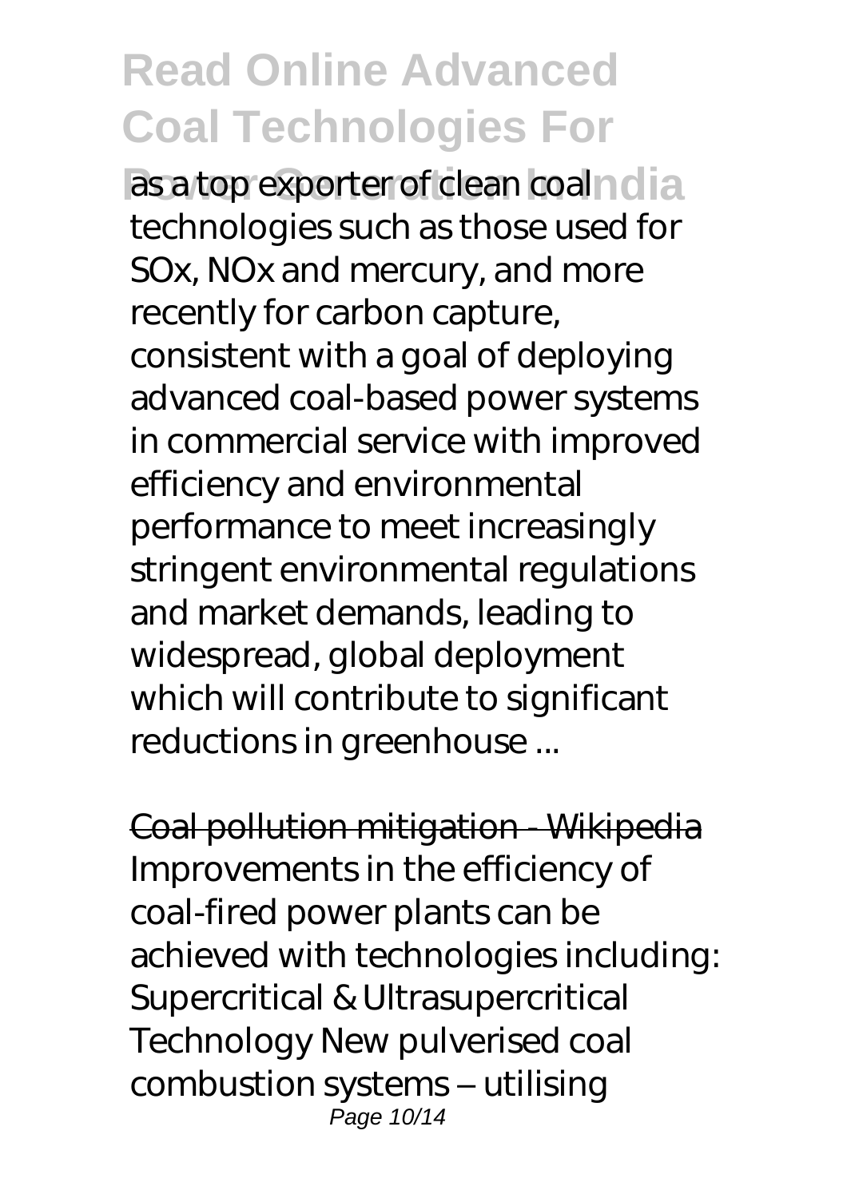as a top exporter of clean coal technologies such as those used for SOx, NOx and mercury, and more recently for carbon capture, consistent with a goal of deploying advanced coal-based power systems in commercial service with improved efficiency and environmental performance to meet increasingly stringent environmental regulations and market demands, leading to widespread, global deployment which will contribute to significant reductions in greenhouse ...

Coal pollution mitigation - Wikipedia
Improvements in the efficiency of coal-fired power plants can be achieved with technologies including: Supercritical & Ultrasupercritical Technology New pulverised coal combustion systems – utilising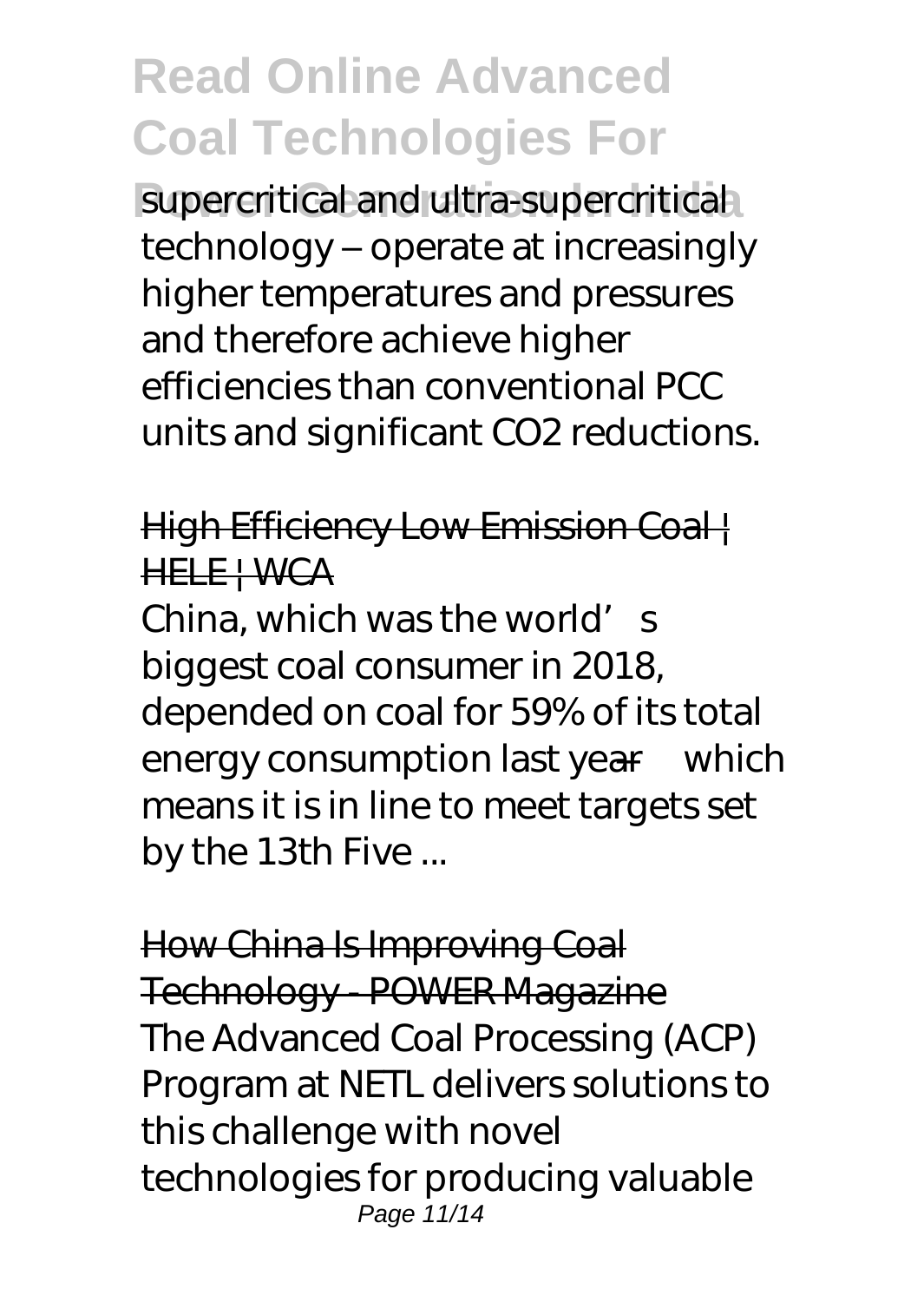supercritical and ultra-supercritical technology – operate at increasingly higher temperatures and pressures and therefore achieve higher efficiencies than conventional PCC units and significant $CO_2$ reductions.

## High Efficiency Low Emission Coal | HELE | WCA

China, which was the world's biggest coal consumer in 2018, depended on coal for 59% of its total energy consumption last year—which means it is in line to meet targets set by the 13th Five ...

## How China Is Improving Coal Technology - POWER Magazine

The Advanced Coal Processing (ACP) Program at NETL delivers solutions to this challenge with novel technologies for producing valuable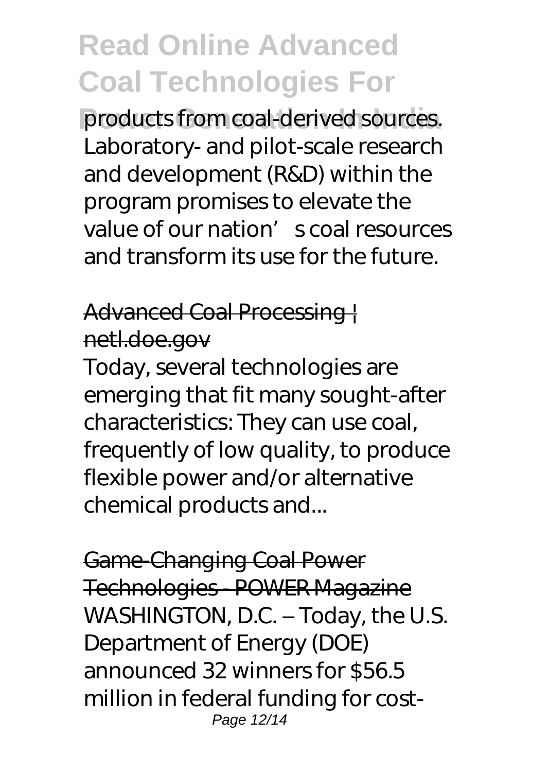products from coal-derived sources. Laboratory- and pilot-scale research and development (R&D) within the program promises to elevate the value of our nation's coal resources and transform its use for the future.

Advanced Coal Processing | netl.doe.gov

Today, several technologies are emerging that fit many sought-after characteristics: They can use coal, frequently of low quality, to produce flexible power and/or alternative chemical products and...

Game-Changing Coal Power Technologies - POWER Magazine

WASHINGTON, D.C. – Today, the U.S. Department of Energy (DOE) announced 32 winners for $56.5 million in federal funding for cost-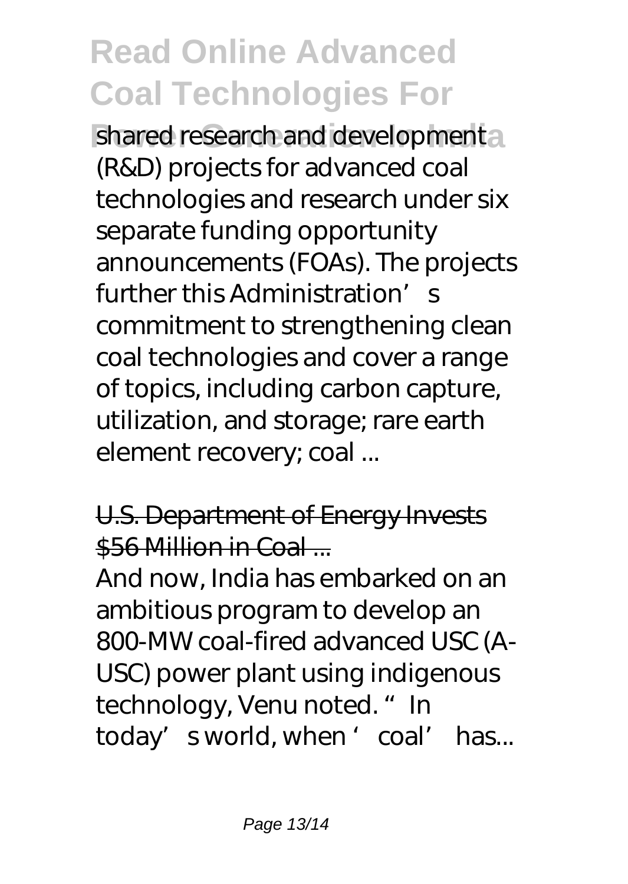shared research and development (R&D) projects for advanced coal technologies and research under six separate funding opportunity announcements (FOAs). The projects further this Administration's commitment to strengthening clean coal technologies and cover a range of topics, including carbon capture, utilization, and storage; rare earth element recovery; coal ...

U.S. Department of Energy Invests $56 Million in Coal ...

And now, India has embarked on an ambitious program to develop an 800-MW coal-fired advanced USC (A-USC) power plant using indigenous technology, Venu noted. "In today's world, when 'coal' has...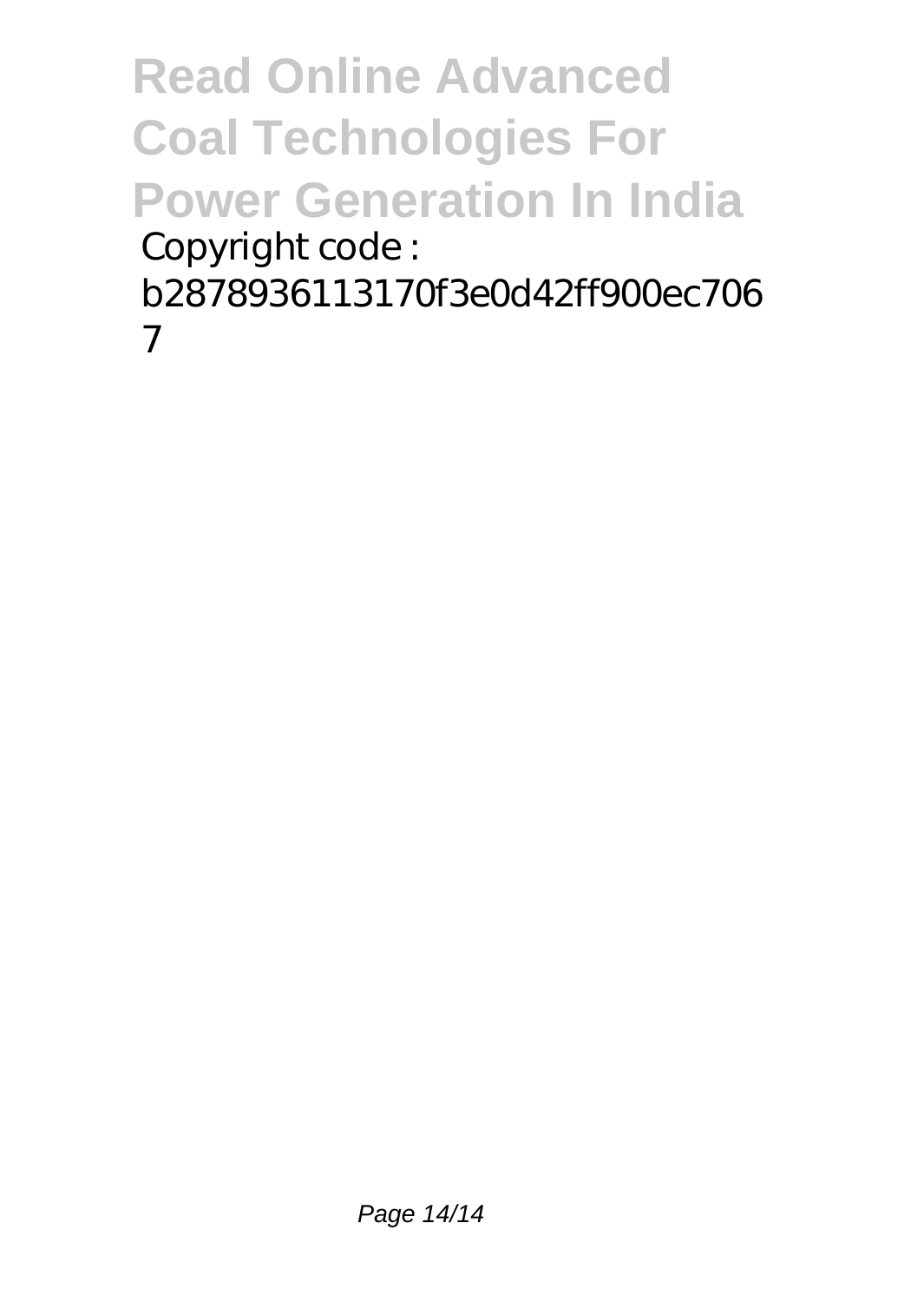Copyright code : b2878936113170f3e0d42ff900ec7067